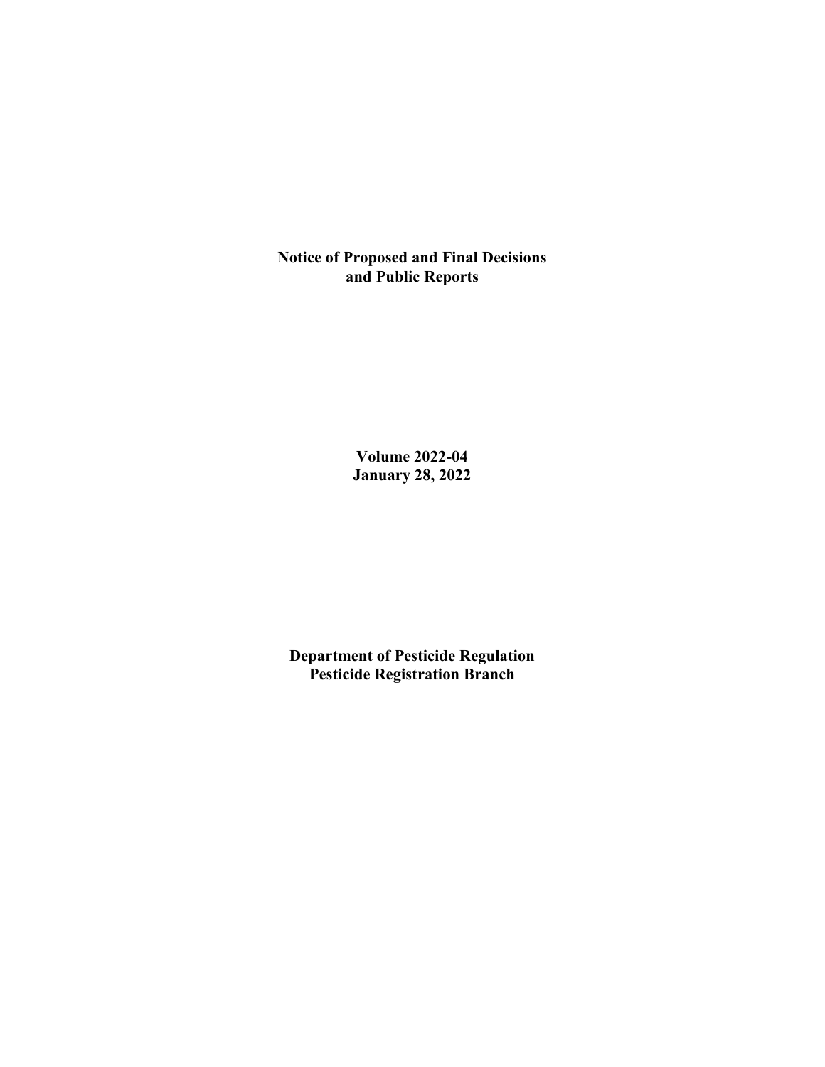# Notice of Proposed and Final Decisions and Public Reports

**Volume 2022-04**
**January 28, 2022**

**Department of Pesticide Regulation**
**Pesticide Registration Branch**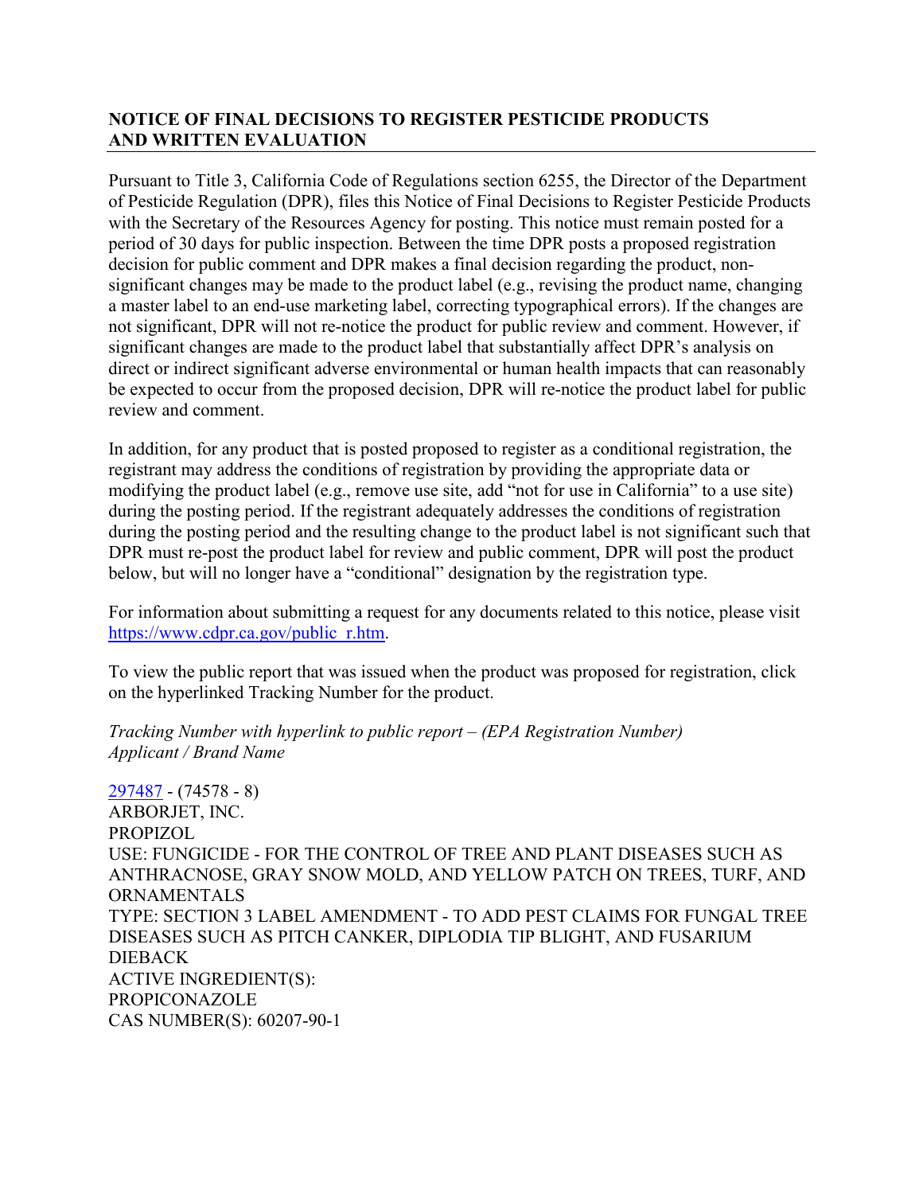## NOTICE OF FINAL DECISIONS TO REGISTER PESTICIDE PRODUCTS AND WRITTEN EVALUATION

Pursuant to Title 3, California Code of Regulations section 6255, the Director of the Department of Pesticide Regulation (DPR), files this Notice of Final Decisions to Register Pesticide Products with the Secretary of the Resources Agency for posting. This notice must remain posted for a period of 30 days for public inspection. Between the time DPR posts a proposed registration decision for public comment and DPR makes a final decision regarding the product, non-significant changes may be made to the product label (e.g., revising the product name, changing a master label to an end-use marketing label, correcting typographical errors). If the changes are not significant, DPR will not re-notice the product for public review and comment. However, if significant changes are made to the product label that substantially affect DPR's analysis on direct or indirect significant adverse environmental or human health impacts that can reasonably be expected to occur from the proposed decision, DPR will re-notice the product label for public review and comment.

In addition, for any product that is posted proposed to register as a conditional registration, the registrant may address the conditions of registration by providing the appropriate data or modifying the product label (e.g., remove use site, add "not for use in California" to a use site) during the posting period. If the registrant adequately addresses the conditions of registration during the posting period and the resulting change to the product label is not significant such that DPR must re-post the product label for review and public comment, DPR will post the product below, but will no longer have a "conditional" designation by the registration type.

For information about submitting a request for any documents related to this notice, please visit https://www.cdpr.ca.gov/public_r.htm.

To view the public report that was issued when the product was proposed for registration, click on the hyperlinked Tracking Number for the product.

*Tracking Number with hyperlink to public report – (EPA Registration Number)*
*Applicant / Brand Name*

297487 - (74578 - 8)
ARBORJET, INC.
PROPIZOL
USE: FUNGICIDE - FOR THE CONTROL OF TREE AND PLANT DISEASES SUCH AS ANTHRACNOSE, GRAY SNOW MOLD, AND YELLOW PATCH ON TREES, TURF, AND ORNAMENTALS
TYPE: SECTION 3 LABEL AMENDMENT - TO ADD PEST CLAIMS FOR FUNGAL TREE DISEASES SUCH AS PITCH CANKER, DIPLODIA TIP BLIGHT, AND FUSARIUM DIEBACK
ACTIVE INGREDIENT(S):
PROPICONAZOLE
CAS NUMBER(S): 60207-90-1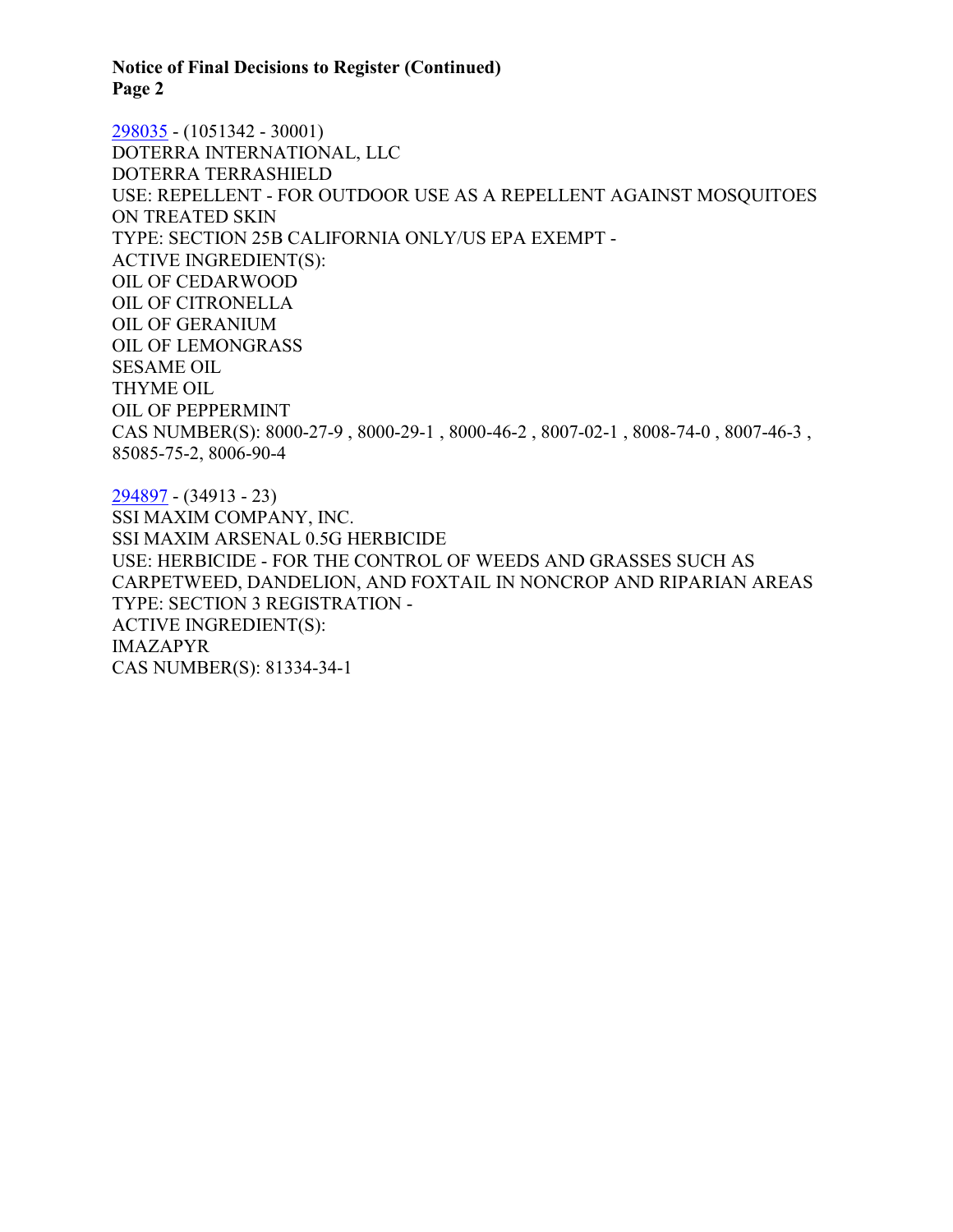298035 - (1051342 - 30001)
DOTERRA INTERNATIONAL, LLC
DOTERRA TERRASHIELD
USE: REPELLENT - FOR OUTDOOR USE AS A REPELLENT AGAINST MOSQUITOES ON TREATED SKIN
TYPE: SECTION 25B CALIFORNIA ONLY/US EPA EXEMPT -
ACTIVE INGREDIENT(S):
OIL OF CEDARWOOD
OIL OF CITRONELLA
OIL OF GERANIUM
OIL OF LEMONGRASS
SESAME OIL
THYME OIL
OIL OF PEPPERMINT
CAS NUMBER(S): 8000-27-9 , 8000-29-1 , 8000-46-2 , 8007-02-1 , 8008-74-0 , 8007-46-3 , 85085-75-2, 8006-90-4

294897 - (34913 - 23)
SSI MAXIM COMPANY, INC.
SSI MAXIM ARSENAL 0.5G HERBICIDE
USE: HERBICIDE - FOR THE CONTROL OF WEEDS AND GRASSES SUCH AS CARPETWEED, DANDELION, AND FOXTAIL IN NONCROP AND RIPARIAN AREAS
TYPE: SECTION 3 REGISTRATION -
ACTIVE INGREDIENT(S):
IMAZAPYR
CAS NUMBER(S): 81334-34-1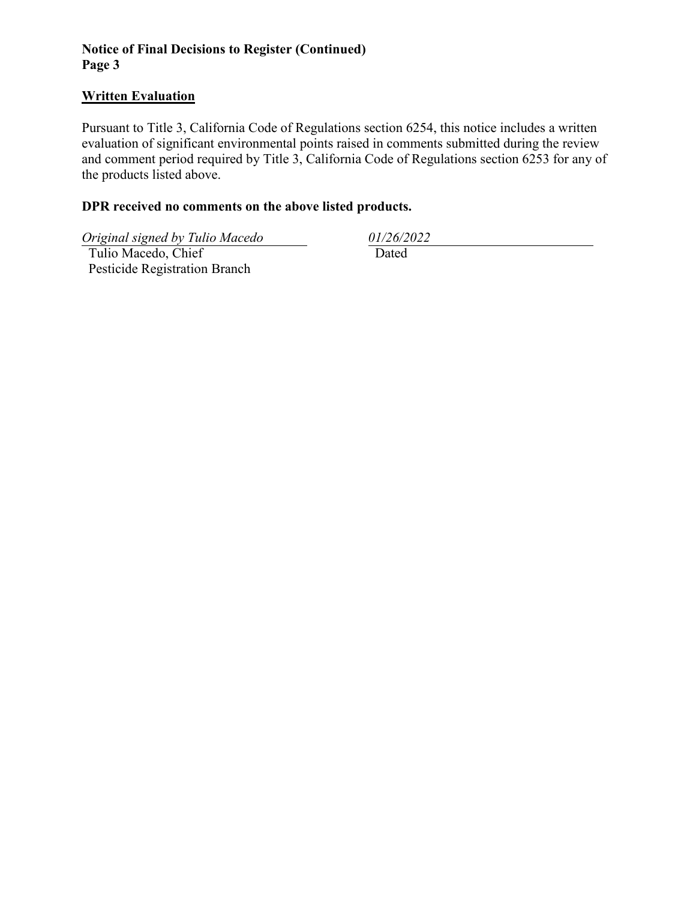**Notice of Final Decisions to Register (Continued)**
**Page 3**

## Written Evaluation

Pursuant to Title 3, California Code of Regulations section 6254, this notice includes a written evaluation of significant environmental points raised in comments submitted during the review and comment period required by Title 3, California Code of Regulations section 6253 for any of the products listed above.

**DPR received no comments on the above listed products.**

*Original signed by Tulio Macedo*
Tulio Macedo, Chief
Pesticide Registration Branch

*01/26/2022*
Dated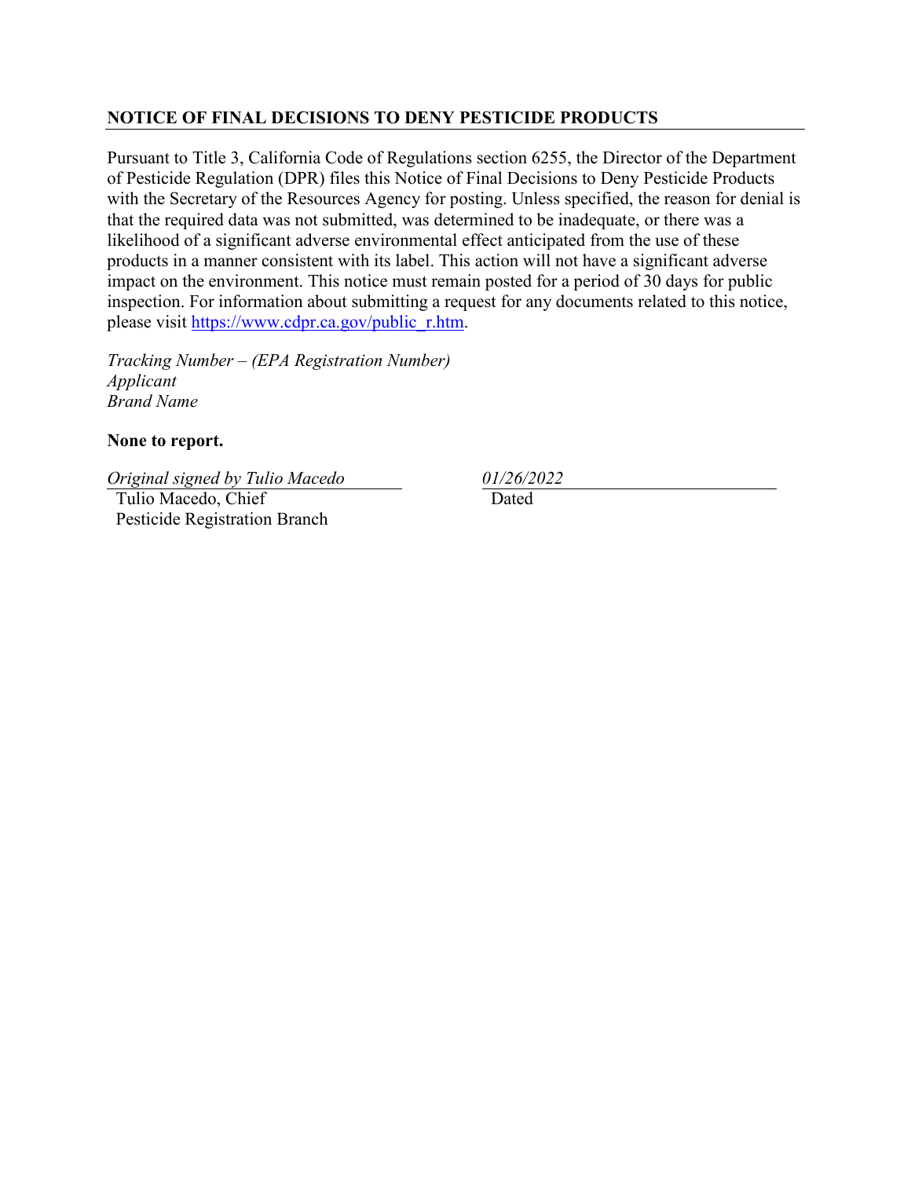## NOTICE OF FINAL DECISIONS TO DENY PESTICIDE PRODUCTS

Pursuant to Title 3, California Code of Regulations section 6255, the Director of the Department of Pesticide Regulation (DPR) files this Notice of Final Decisions to Deny Pesticide Products with the Secretary of the Resources Agency for posting. Unless specified, the reason for denial is that the required data was not submitted, was determined to be inadequate, or there was a likelihood of a significant adverse environmental effect anticipated from the use of these products in a manner consistent with its label. This action will not have a significant adverse impact on the environment. This notice must remain posted for a period of 30 days for public inspection. For information about submitting a request for any documents related to this notice, please visit https://www.cdpr.ca.gov/public_r.htm.

*Tracking Number – (EPA Registration Number)*
*Applicant*
*Brand Name*

**None to report.**

*Original signed by Tulio Macedo*
Tulio Macedo, Chief
Pesticide Registration Branch

*01/26/2022*
Dated